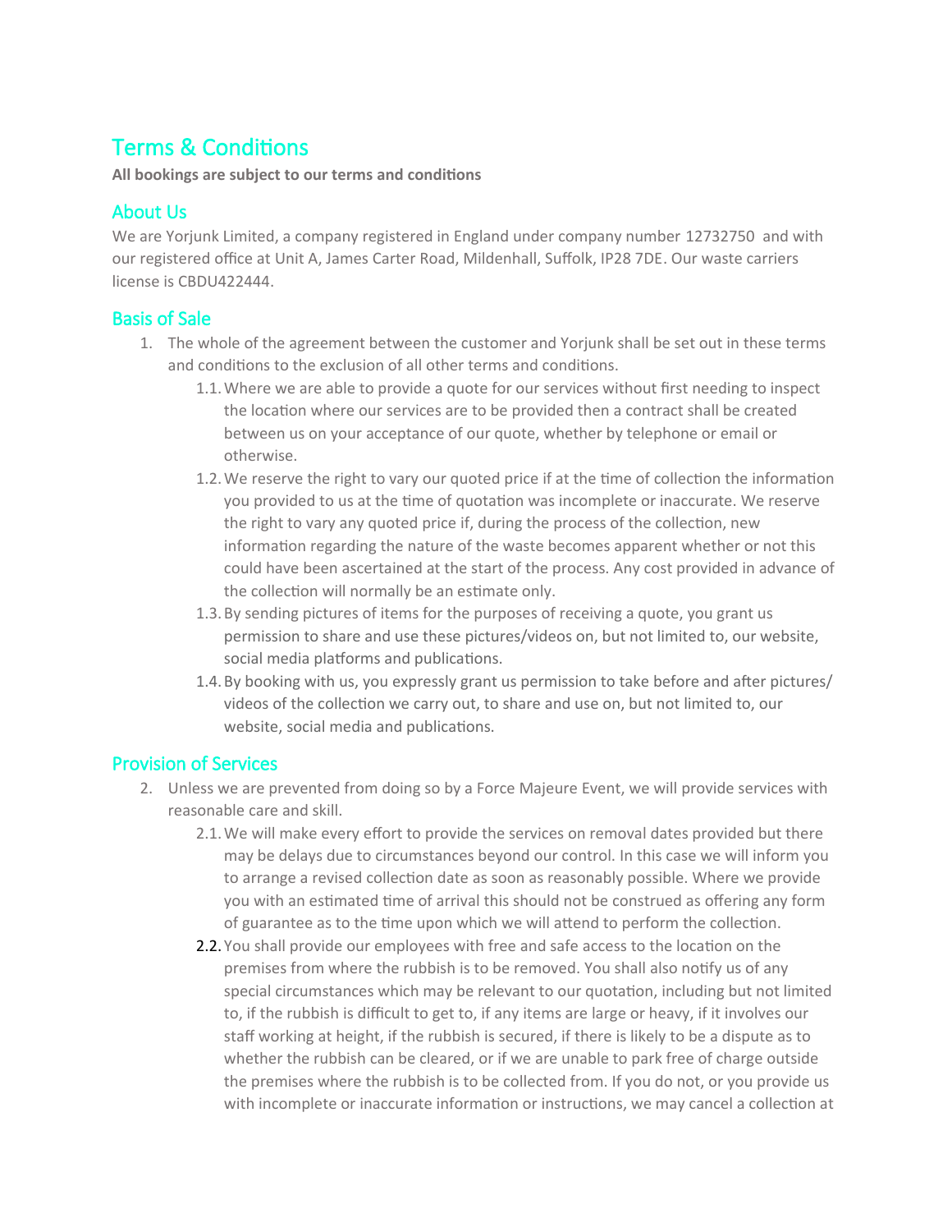# Terms & Conditions

**All bookings are subject to our terms and conditions**

## About Us

We are Yorjunk Limited, a company registered in England under company number 12732750 and with our registered office at Unit A, James Carter Road, Mildenhall, Suffolk, IP28 7DE. Our waste carriers license is CBDU422444.

## Basis of Sale

1. The whole of the agreement between the customer and Yorjunk shall be set out in these terms and conditions to the exclusion of all other terms and conditions.
    - 1.1. Where we are able to provide a quote for our services without first needing to inspect the location where our services are to be provided then a contract shall be created between us on your acceptance of our quote, whether by telephone or email or otherwise.
    - 1.2. We reserve the right to vary our quoted price if at the time of collection the information you provided to us at the time of quotation was incomplete or inaccurate. We reserve the right to vary any quoted price if, during the process of the collection, new information regarding the nature of the waste becomes apparent whether or not this could have been ascertained at the start of the process. Any cost provided in advance of the collection will normally be an estimate only.
    - 1.3. By sending pictures of items for the purposes of receiving a quote, you grant us permission to share and use these pictures/videos on, but not limited to, our website, social media platforms and publications.
    - 1.4. By booking with us, you expressly grant us permission to take before and after pictures/ videos of the collection we carry out, to share and use on, but not limited to, our website, social media and publications.

## Provision of Services

2. Unless we are prevented from doing so by a Force Majeure Event, we will provide services with reasonable care and skill.
    - 2.1. We will make every effort to provide the services on removal dates provided but there may be delays due to circumstances beyond our control. In this case we will inform you to arrange a revised collection date as soon as reasonably possible. Where we provide you with an estimated time of arrival this should not be construed as offering any form of guarantee as to the time upon which we will attend to perform the collection.
    - 2.2. You shall provide our employees with free and safe access to the location on the premises from where the rubbish is to be removed. You shall also notify us of any special circumstances which may be relevant to our quotation, including but not limited to, if the rubbish is difficult to get to, if any items are large or heavy, if it involves our staff working at height, if the rubbish is secured, if there is likely to be a dispute as to whether the rubbish can be cleared, or if we are unable to park free of charge outside the premises where the rubbish is to be collected from. If you do not, or you provide us with incomplete or inaccurate information or instructions, we may cancel a collection at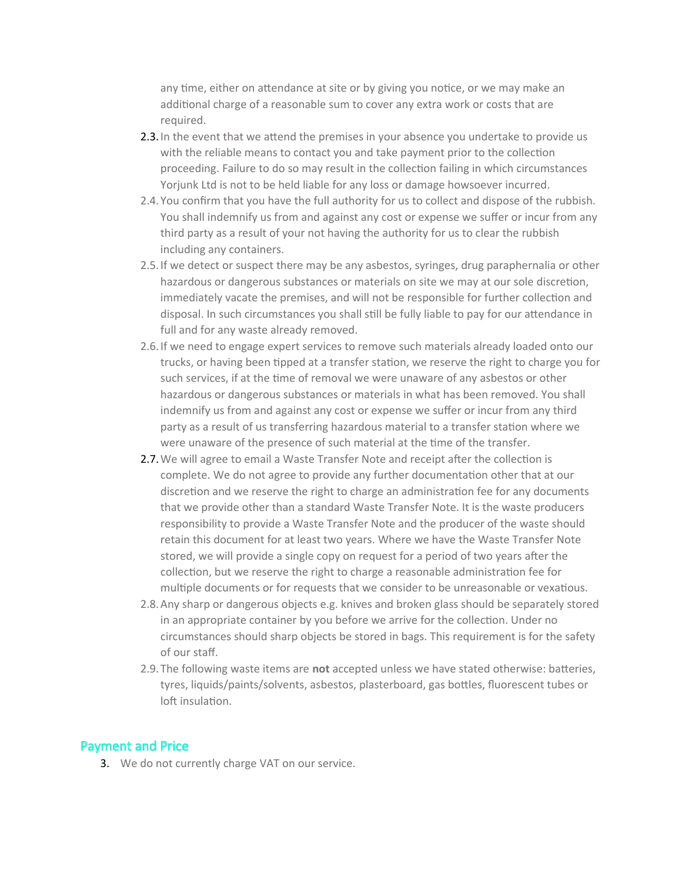any time, either on attendance at site or by giving you notice, or we may make an additional charge of a reasonable sum to cover any extra work or costs that are required.

2.3. In the event that we attend the premises in your absence you undertake to provide us with the reliable means to contact you and take payment prior to the collection proceeding. Failure to do so may result in the collection failing in which circumstances Yorjunk Ltd is not to be held liable for any loss or damage howsoever incurred.

2.4. You confirm that you have the full authority for us to collect and dispose of the rubbish. You shall indemnify us from and against any cost or expense we suffer or incur from any third party as a result of your not having the authority for us to clear the rubbish including any containers.

2.5. If we detect or suspect there may be any asbestos, syringes, drug paraphernalia or other hazardous or dangerous substances or materials on site we may at our sole discretion, immediately vacate the premises, and will not be responsible for further collection and disposal. In such circumstances you shall still be fully liable to pay for our attendance in full and for any waste already removed.

2.6. If we need to engage expert services to remove such materials already loaded onto our trucks, or having been tipped at a transfer station, we reserve the right to charge you for such services, if at the time of removal we were unaware of any asbestos or other hazardous or dangerous substances or materials in what has been removed. You shall indemnify us from and against any cost or expense we suffer or incur from any third party as a result of us transferring hazardous material to a transfer station where we were unaware of the presence of such material at the time of the transfer.

2.7. We will agree to email a Waste Transfer Note and receipt after the collection is complete. We do not agree to provide any further documentation other that at our discretion and we reserve the right to charge an administration fee for any documents that we provide other than a standard Waste Transfer Note. It is the waste producers responsibility to provide a Waste Transfer Note and the producer of the waste should retain this document for at least two years. Where we have the Waste Transfer Note stored, we will provide a single copy on request for a period of two years after the collection, but we reserve the right to charge a reasonable administration fee for multiple documents or for requests that we consider to be unreasonable or vexatious.

2.8. Any sharp or dangerous objects e.g. knives and broken glass should be separately stored in an appropriate container by you before we arrive for the collection. Under no circumstances should sharp objects be stored in bags. This requirement is for the safety of our staff.

2.9. The following waste items are **not** accepted unless we have stated otherwise: batteries, tyres, liquids/paints/solvents, asbestos, plasterboard, gas bottles, fluorescent tubes or loft insulation.

## Payment and Price

3. We do not currently charge VAT on our service.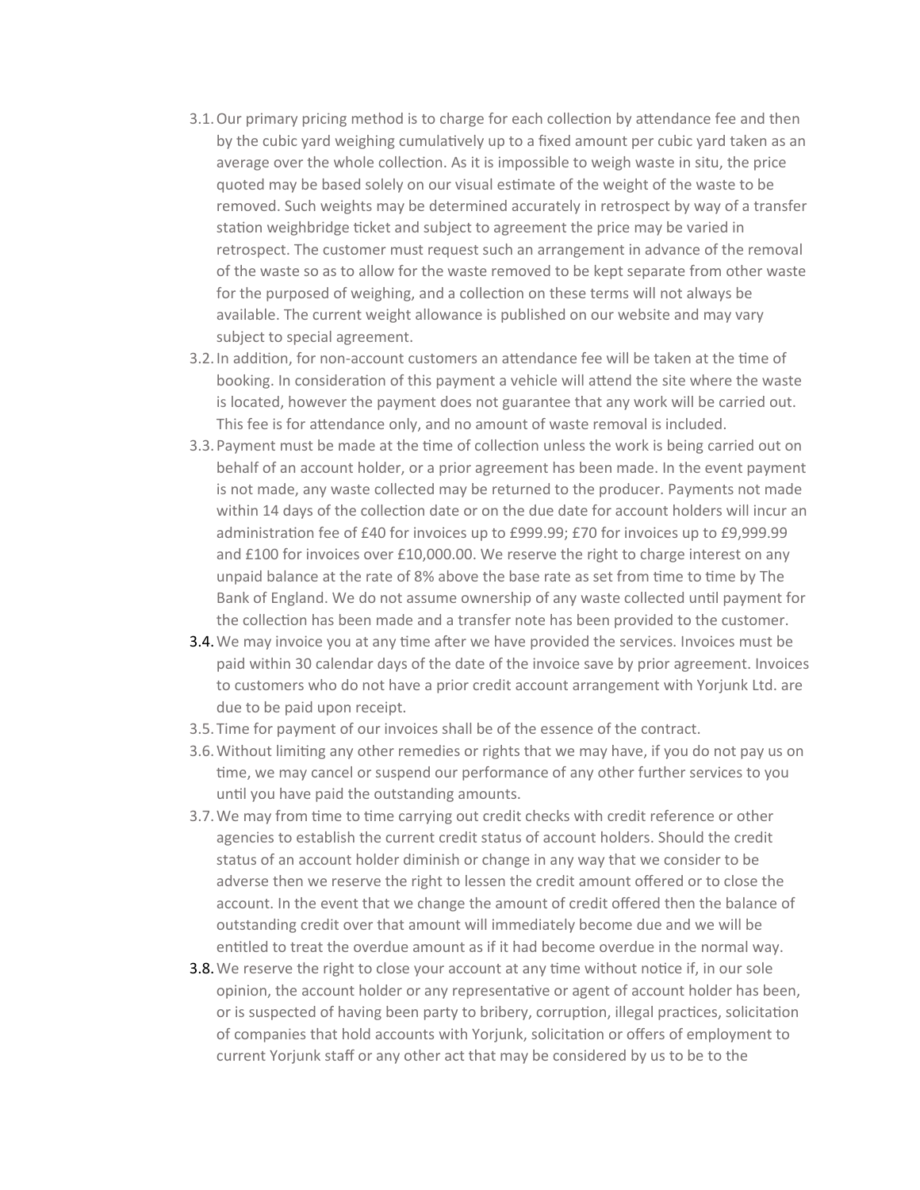3.1. Our primary pricing method is to charge for each collection by attendance fee and then by the cubic yard weighing cumulatively up to a fixed amount per cubic yard taken as an average over the whole collection. As it is impossible to weigh waste in situ, the price quoted may be based solely on our visual estimate of the weight of the waste to be removed. Such weights may be determined accurately in retrospect by way of a transfer station weighbridge ticket and subject to agreement the price may be varied in retrospect. The customer must request such an arrangement in advance of the removal of the waste so as to allow for the waste removed to be kept separate from other waste for the purposed of weighing, and a collection on these terms will not always be available. The current weight allowance is published on our website and may vary subject to special agreement.

3.2. In addition, for non-account customers an attendance fee will be taken at the time of booking. In consideration of this payment a vehicle will attend the site where the waste is located, however the payment does not guarantee that any work will be carried out. This fee is for attendance only, and no amount of waste removal is included.

3.3. Payment must be made at the time of collection unless the work is being carried out on behalf of an account holder, or a prior agreement has been made. In the event payment is not made, any waste collected may be returned to the producer. Payments not made within 14 days of the collection date or on the due date for account holders will incur an administration fee of £40 for invoices up to £999.99; £70 for invoices up to £9,999.99 and £100 for invoices over £10,000.00. We reserve the right to charge interest on any unpaid balance at the rate of 8% above the base rate as set from time to time by The Bank of England. We do not assume ownership of any waste collected until payment for the collection has been made and a transfer note has been provided to the customer.

3.4. We may invoice you at any time after we have provided the services. Invoices must be paid within 30 calendar days of the date of the invoice save by prior agreement. Invoices to customers who do not have a prior credit account arrangement with Yorjunk Ltd. are due to be paid upon receipt.

3.5. Time for payment of our invoices shall be of the essence of the contract.

3.6. Without limiting any other remedies or rights that we may have, if you do not pay us on time, we may cancel or suspend our performance of any other further services to you until you have paid the outstanding amounts.

3.7. We may from time to time carrying out credit checks with credit reference or other agencies to establish the current credit status of account holders. Should the credit status of an account holder diminish or change in any way that we consider to be adverse then we reserve the right to lessen the credit amount offered or to close the account. In the event that we change the amount of credit offered then the balance of outstanding credit over that amount will immediately become due and we will be entitled to treat the overdue amount as if it had become overdue in the normal way.

3.8. We reserve the right to close your account at any time without notice if, in our sole opinion, the account holder or any representative or agent of account holder has been, or is suspected of having been party to bribery, corruption, illegal practices, solicitation of companies that hold accounts with Yorjunk, solicitation or offers of employment to current Yorjunk staff or any other act that may be considered by us to be to the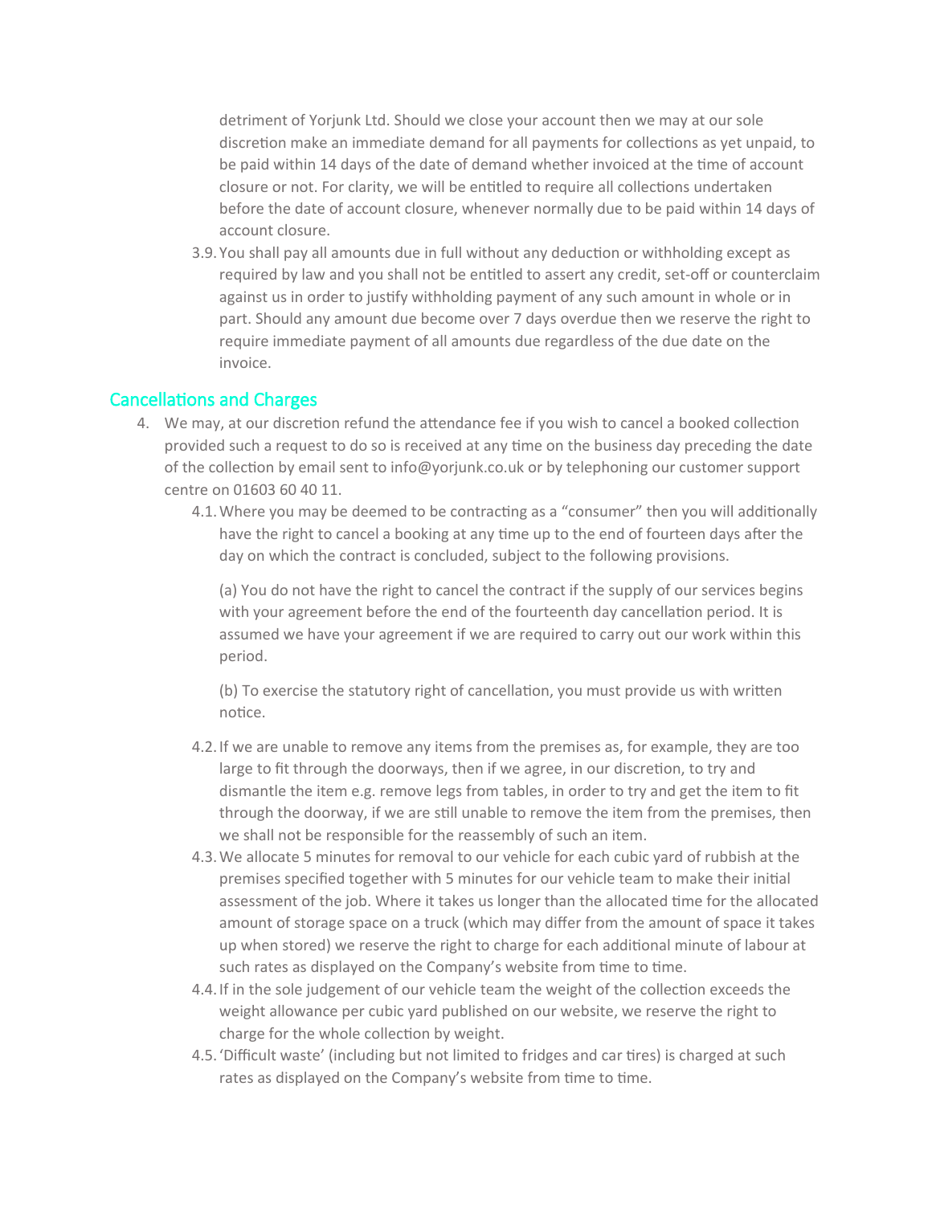detriment of Yorjunk Ltd. Should we close your account then we may at our sole discretion make an immediate demand for all payments for collections as yet unpaid, to be paid within 14 days of the date of demand whether invoiced at the time of account closure or not. For clarity, we will be entitled to require all collections undertaken before the date of account closure, whenever normally due to be paid within 14 days of account closure.

3.9. You shall pay all amounts due in full without any deduction or withholding except as required by law and you shall not be entitled to assert any credit, set-off or counterclaim against us in order to justify withholding payment of any such amount in whole or in part. Should any amount due become over 7 days overdue then we reserve the right to require immediate payment of all amounts due regardless of the due date on the invoice.

## Cancellations and Charges

4. We may, at our discretion refund the attendance fee if you wish to cancel a booked collection provided such a request to do so is received at any time on the business day preceding the date of the collection by email sent to info@yorjunk.co.uk or by telephoning our customer support centre on 01603 60 40 11.

4.1. Where you may be deemed to be contracting as a “consumer” then you will additionally have the right to cancel a booking at any time up to the end of fourteen days after the day on which the contract is concluded, subject to the following provisions.

(a) You do not have the right to cancel the contract if the supply of our services begins with your agreement before the end of the fourteenth day cancellation period. It is assumed we have your agreement if we are required to carry out our work within this period.

(b) To exercise the statutory right of cancellation, you must provide us with written notice.

4.2. If we are unable to remove any items from the premises as, for example, they are too large to fit through the doorways, then if we agree, in our discretion, to try and dismantle the item e.g. remove legs from tables, in order to try and get the item to fit through the doorway, if we are still unable to remove the item from the premises, then we shall not be responsible for the reassembly of such an item.

4.3. We allocate 5 minutes for removal to our vehicle for each cubic yard of rubbish at the premises specified together with 5 minutes for our vehicle team to make their initial assessment of the job. Where it takes us longer than the allocated time for the allocated amount of storage space on a truck (which may differ from the amount of space it takes up when stored) we reserve the right to charge for each additional minute of labour at such rates as displayed on the Company’s website from time to time.

4.4. If in the sole judgement of our vehicle team the weight of the collection exceeds the weight allowance per cubic yard published on our website, we reserve the right to charge for the whole collection by weight.

4.5. ‘Difficult waste’ (including but not limited to fridges and car tires) is charged at such rates as displayed on the Company’s website from time to time.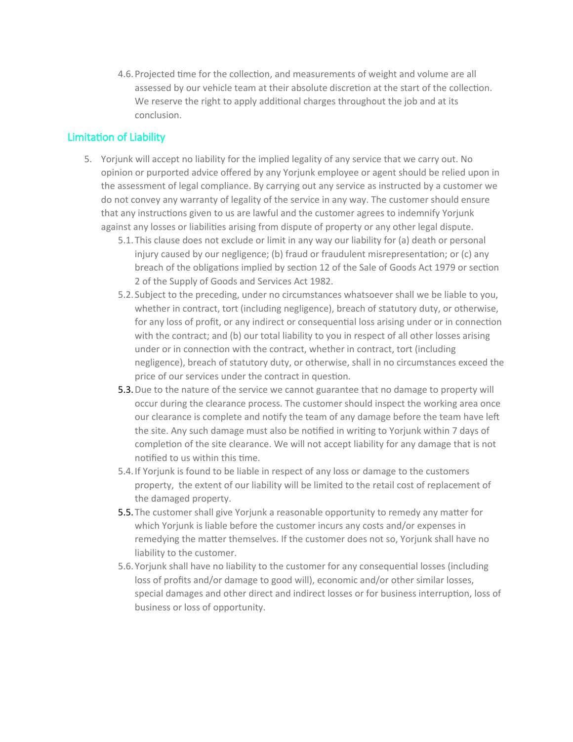4.6. Projected time for the collection, and measurements of weight and volume are all assessed by our vehicle team at their absolute discretion at the start of the collection. We reserve the right to apply additional charges throughout the job and at its conclusion.

## Limitation of Liability

5. Yorjunk will accept no liability for the implied legality of any service that we carry out. No opinion or purported advice offered by any Yorjunk employee or agent should be relied upon in the assessment of legal compliance. By carrying out any service as instructed by a customer we do not convey any warranty of legality of the service in any way. The customer should ensure that any instructions given to us are lawful and the customer agrees to indemnify Yorjunk against any losses or liabilities arising from dispute of property or any other legal dispute.
   - 5.1. This clause does not exclude or limit in any way our liability for (a) death or personal injury caused by our negligence; (b) fraud or fraudulent misrepresentation; or (c) any breach of the obligations implied by section 12 of the Sale of Goods Act 1979 or section 2 of the Supply of Goods and Services Act 1982.
   - 5.2. Subject to the preceding, under no circumstances whatsoever shall we be liable to you, whether in contract, tort (including negligence), breach of statutory duty, or otherwise, for any loss of profit, or any indirect or consequential loss arising under or in connection with the contract; and (b) our total liability to you in respect of all other losses arising under or in connection with the contract, whether in contract, tort (including negligence), breach of statutory duty, or otherwise, shall in no circumstances exceed the price of our services under the contract in question.
   - 5.3. Due to the nature of the service we cannot guarantee that no damage to property will occur during the clearance process. The customer should inspect the working area once our clearance is complete and notify the team of any damage before the team have left the site. Any such damage must also be notified in writing to Yorjunk within 7 days of completion of the site clearance. We will not accept liability for any damage that is not notified to us within this time.
   - 5.4. If Yorjunk is found to be liable in respect of any loss or damage to the customers property, the extent of our liability will be limited to the retail cost of replacement of the damaged property.
   - 5.5. The customer shall give Yorjunk a reasonable opportunity to remedy any matter for which Yorjunk is liable before the customer incurs any costs and/or expenses in remedying the matter themselves. If the customer does not so, Yorjunk shall have no liability to the customer.
   - 5.6. Yorjunk shall have no liability to the customer for any consequential losses (including loss of profits and/or damage to good will), economic and/or other similar losses, special damages and other direct and indirect losses or for business interruption, loss of business or loss of opportunity.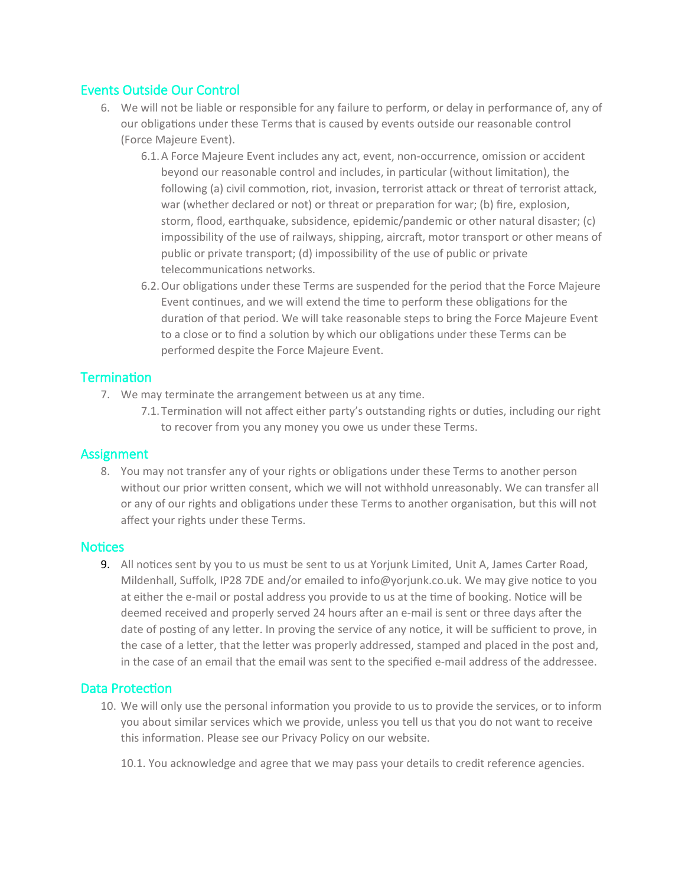## Events Outside Our Control

6. We will not be liable or responsible for any failure to perform, or delay in performance of, any of our obligations under these Terms that is caused by events outside our reasonable control (Force Majeure Event).
    6.1. A Force Majeure Event includes any act, event, non-occurrence, omission or accident beyond our reasonable control and includes, in particular (without limitation), the following (a) civil commotion, riot, invasion, terrorist attack or threat of terrorist attack, war (whether declared or not) or threat or preparation for war; (b) fire, explosion, storm, flood, earthquake, subsidence, epidemic/pandemic or other natural disaster; (c) impossibility of the use of railways, shipping, aircraft, motor transport or other means of public or private transport; (d) impossibility of the use of public or private telecommunications networks.
    6.2. Our obligations under these Terms are suspended for the period that the Force Majeure Event continues, and we will extend the time to perform these obligations for the duration of that period. We will take reasonable steps to bring the Force Majeure Event to a close or to find a solution by which our obligations under these Terms can be performed despite the Force Majeure Event.

## Termination

7. We may terminate the arrangement between us at any time.
    7.1. Termination will not affect either party's outstanding rights or duties, including our right to recover from you any money you owe us under these Terms.

## Assignment

8. You may not transfer any of your rights or obligations under these Terms to another person without our prior written consent, which we will not withhold unreasonably. We can transfer all or any of our rights and obligations under these Terms to another organisation, but this will not affect your rights under these Terms.

## Notices

9. All notices sent by you to us must be sent to us at Yorjunk Limited, Unit A, James Carter Road, Mildenhall, Suffolk, IP28 7DE and/or emailed to info@yorjunk.co.uk. We may give notice to you at either the e-mail or postal address you provide to us at the time of booking. Notice will be deemed received and properly served 24 hours after an e-mail is sent or three days after the date of posting of any letter. In proving the service of any notice, it will be sufficient to prove, in the case of a letter, that the letter was properly addressed, stamped and placed in the post and, in the case of an email that the email was sent to the specified e-mail address of the addressee.

## Data Protection

10. We will only use the personal information you provide to us to provide the services, or to inform you about similar services which we provide, unless you tell us that you do not want to receive this information. Please see our Privacy Policy on our website.

    10.1. You acknowledge and agree that we may pass your details to credit reference agencies.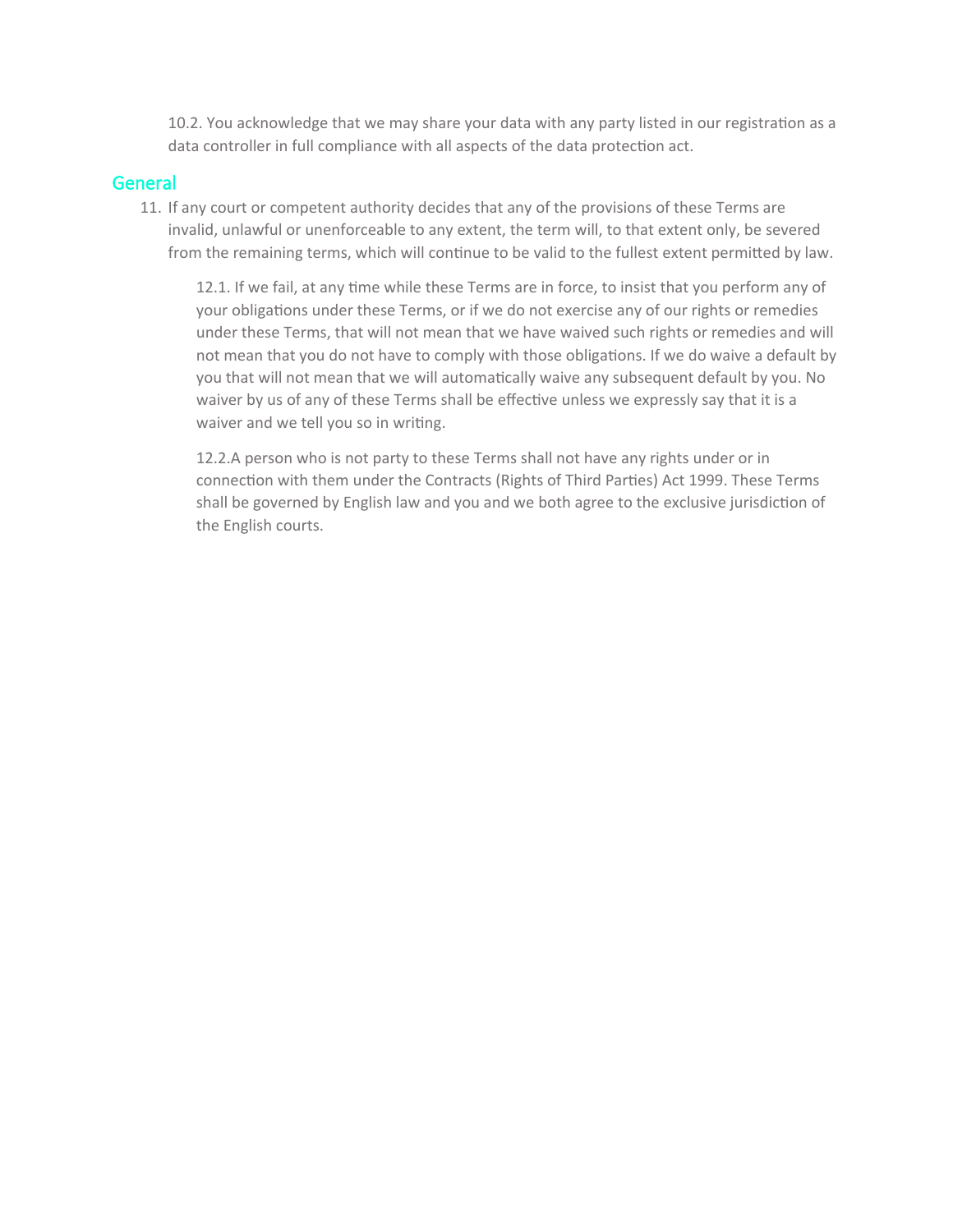10.2. You acknowledge that we may share your data with any party listed in our registration as a data controller in full compliance with all aspects of the data protection act.

## General

11. If any court or competent authority decides that any of the provisions of these Terms are invalid, unlawful or unenforceable to any extent, the term will, to that extent only, be severed from the remaining terms, which will continue to be valid to the fullest extent permitted by law.

    12.1. If we fail, at any time while these Terms are in force, to insist that you perform any of your obligations under these Terms, or if we do not exercise any of our rights or remedies under these Terms, that will not mean that we have waived such rights or remedies and will not mean that you do not have to comply with those obligations. If we do waive a default by you that will not mean that we will automatically waive any subsequent default by you. No waiver by us of any of these Terms shall be effective unless we expressly say that it is a waiver and we tell you so in writing.

    12.2.A person who is not party to these Terms shall not have any rights under or in connection with them under the Contracts (Rights of Third Parties) Act 1999. These Terms shall be governed by English law and you and we both agree to the exclusive jurisdiction of the English courts.